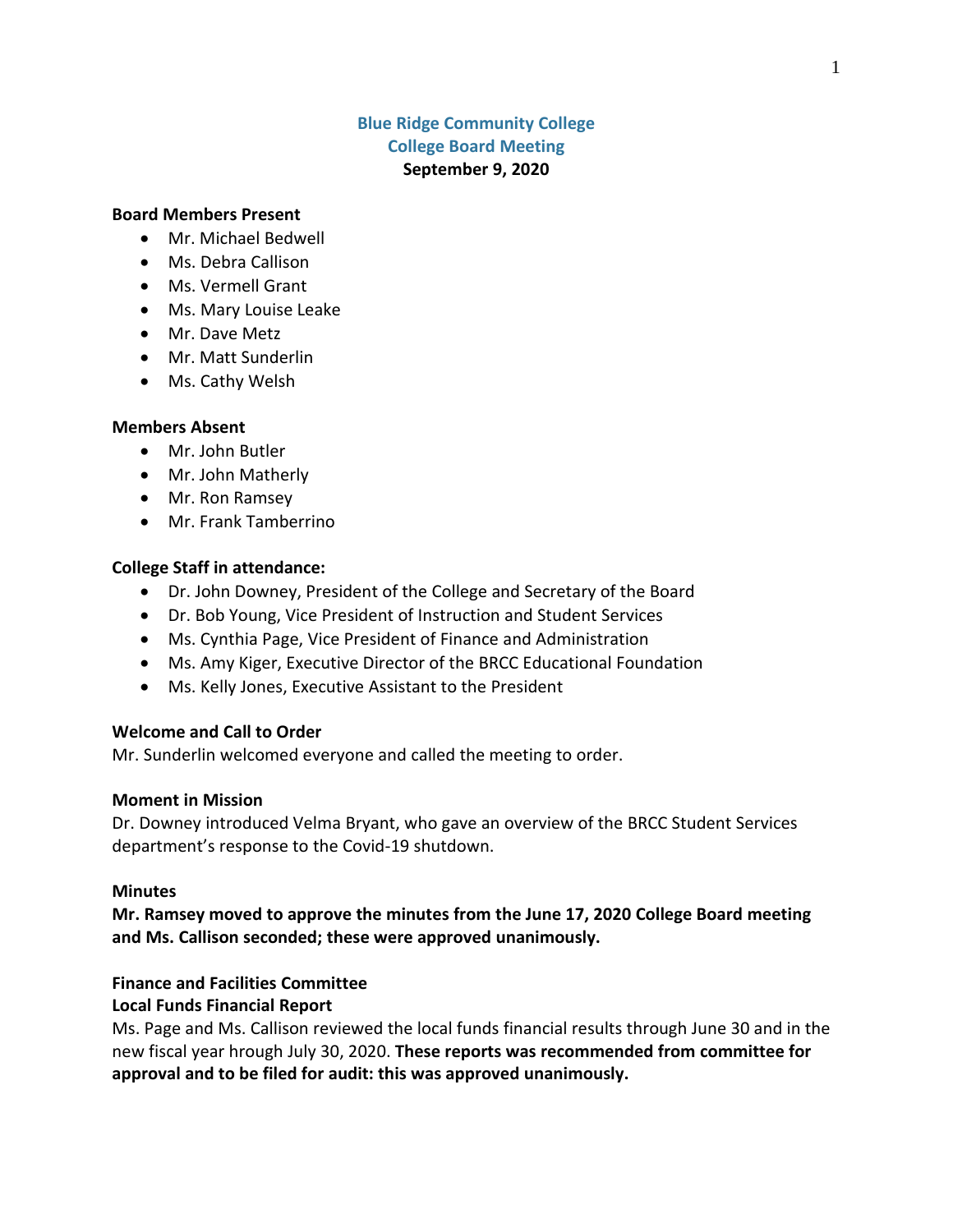# Blue Ridge Community College
## College Board Meeting
**September 9, 2020**

**Board Members Present**

- Mr. Michael Bedwell
- Ms. Debra Callison
- Ms. Vermell Grant
- Ms. Mary Louise Leake
- Mr. Dave Metz
- Mr. Matt Sunderlin
- Ms. Cathy Welsh

**Members Absent**

- Mr. John Butler
- Mr. John Matherly
- Mr. Ron Ramsey
- Mr. Frank Tamberrino

**College Staff in attendance:**

- Dr. John Downey, President of the College and Secretary of the Board
- Dr. Bob Young, Vice President of Instruction and Student Services
- Ms. Cynthia Page, Vice President of Finance and Administration
- Ms. Amy Kiger, Executive Director of the BRCC Educational Foundation
- Ms. Kelly Jones, Executive Assistant to the President

**Welcome and Call to Order**

Mr. Sunderlin welcomed everyone and called the meeting to order.

**Moment in Mission**

Dr. Downey introduced Velma Bryant, who gave an overview of the BRCC Student Services department's response to the Covid-19 shutdown.

**Minutes**

**Mr. Ramsey moved to approve the minutes from the June 17, 2020 College Board meeting and Ms. Callison seconded; these were approved unanimously.**

**Finance and Facilities Committee**

**Local Funds Financial Report**

Ms. Page and Ms. Callison reviewed the local funds financial results through June 30 and in the new fiscal year hrough July 30, 2020. **These reports was recommended from committee for approval and to be filed for audit: this was approved unanimously.**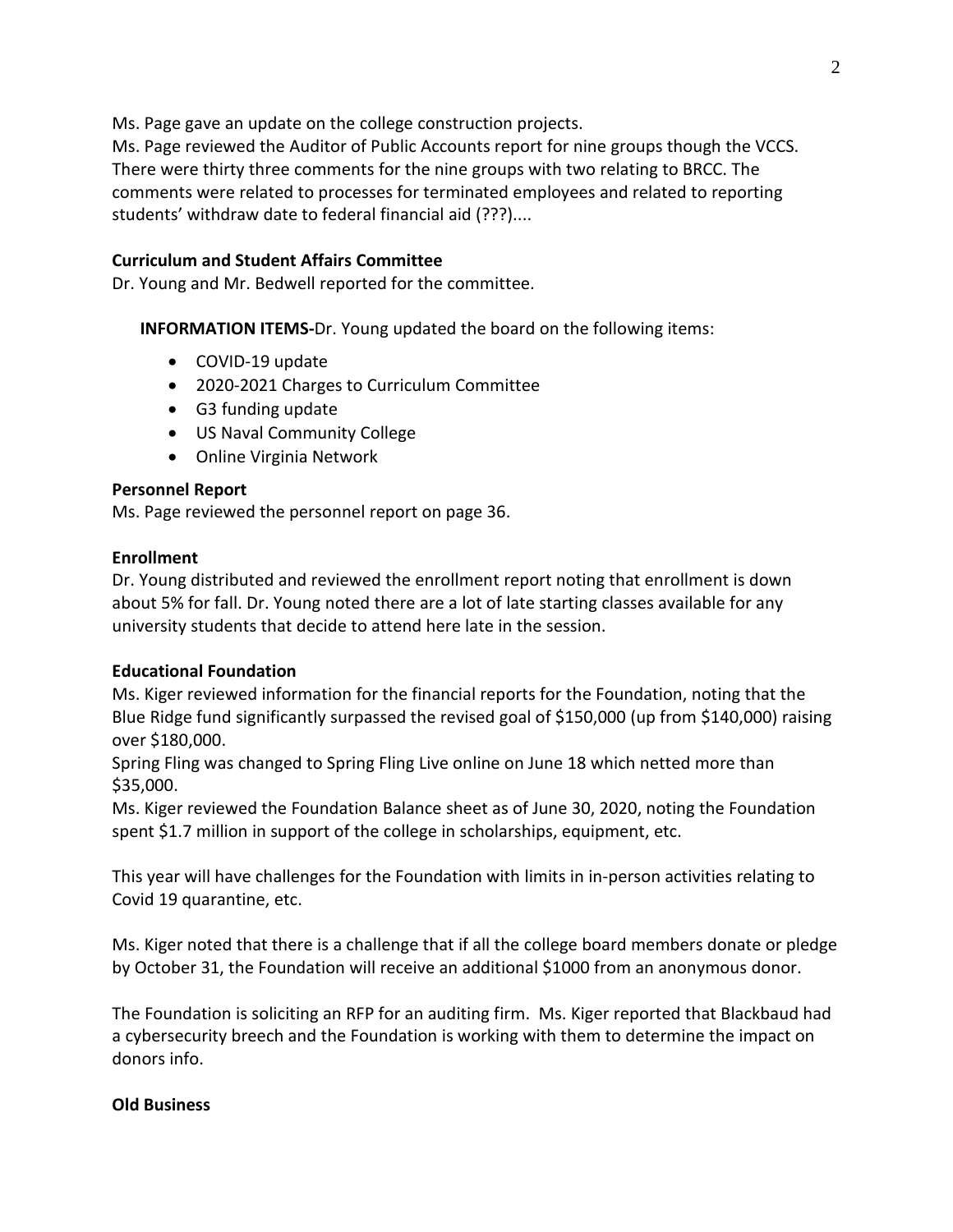Ms. Page gave an update on the college construction projects.
Ms. Page reviewed the Auditor of Public Accounts report for nine groups though the VCCS. There were thirty three comments for the nine groups with two relating to BRCC. The comments were related to processes for terminated employees and related to reporting students' withdraw date to federal financial aid (???)....

**Curriculum and Student Affairs Committee**
Dr. Young and Mr. Bedwell reported for the committee.

**INFORMATION ITEMS-**Dr. Young updated the board on the following items:

- COVID-19 update
- 2020-2021 Charges to Curriculum Committee
- G3 funding update
- US Naval Community College
- Online Virginia Network

**Personnel Report**
Ms. Page reviewed the personnel report on page 36.

**Enrollment**
Dr. Young distributed and reviewed the enrollment report noting that enrollment is down about 5% for fall. Dr. Young noted there are a lot of late starting classes available for any university students that decide to attend here late in the session.

**Educational Foundation**
Ms. Kiger reviewed information for the financial reports for the Foundation, noting that the Blue Ridge fund significantly surpassed the revised goal of $150,000 (up from $140,000) raising over $180,000.
Spring Fling was changed to Spring Fling Live online on June 18 which netted more than $35,000.
Ms. Kiger reviewed the Foundation Balance sheet as of June 30, 2020, noting the Foundation spent $1.7 million in support of the college in scholarships, equipment, etc.

This year will have challenges for the Foundation with limits in in-person activities relating to Covid 19 quarantine, etc.

Ms. Kiger noted that there is a challenge that if all the college board members donate or pledge by October 31, the Foundation will receive an additional $1000 from an anonymous donor.

The Foundation is soliciting an RFP for an auditing firm. Ms. Kiger reported that Blackbaud had a cybersecurity breech and the Foundation is working with them to determine the impact on donors info.

**Old Business**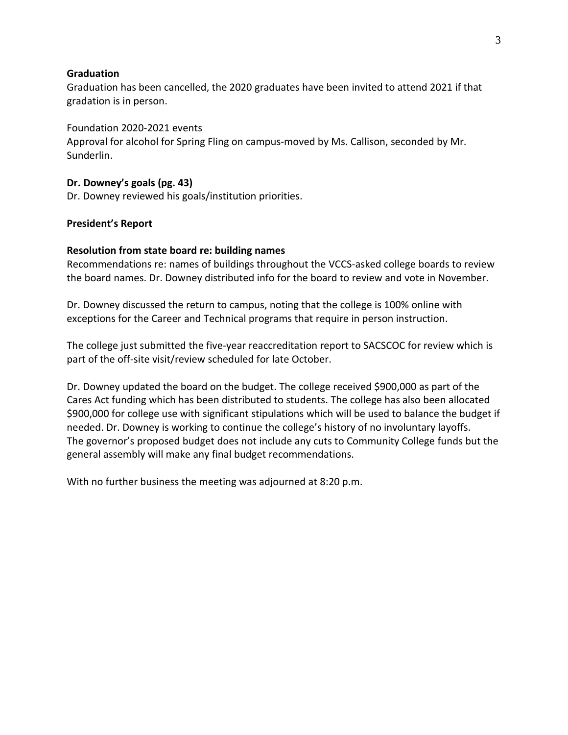**Graduation**

Graduation has been cancelled, the 2020 graduates have been invited to attend 2021 if that gradation is in person.

Foundation 2020-2021 events

Approval for alcohol for Spring Fling on campus-moved by Ms. Callison, seconded by Mr. Sunderlin.

**Dr. Downey's goals (pg. 43)**

Dr. Downey reviewed his goals/institution priorities.

**President's Report**

**Resolution from state board re: building names**

Recommendations re: names of buildings throughout the VCCS-asked college boards to review the board names. Dr. Downey distributed info for the board to review and vote in November.

Dr. Downey discussed the return to campus, noting that the college is 100% online with exceptions for the Career and Technical programs that require in person instruction.

The college just submitted the five-year reaccreditation report to SACSCOC for review which is part of the off-site visit/review scheduled for late October.

Dr. Downey updated the board on the budget. The college received $900,000 as part of the Cares Act funding which has been distributed to students. The college has also been allocated $900,000 for college use with significant stipulations which will be used to balance the budget if needed. Dr. Downey is working to continue the college's history of no involuntary layoffs. The governor's proposed budget does not include any cuts to Community College funds but the general assembly will make any final budget recommendations.

With no further business the meeting was adjourned at 8:20 p.m.